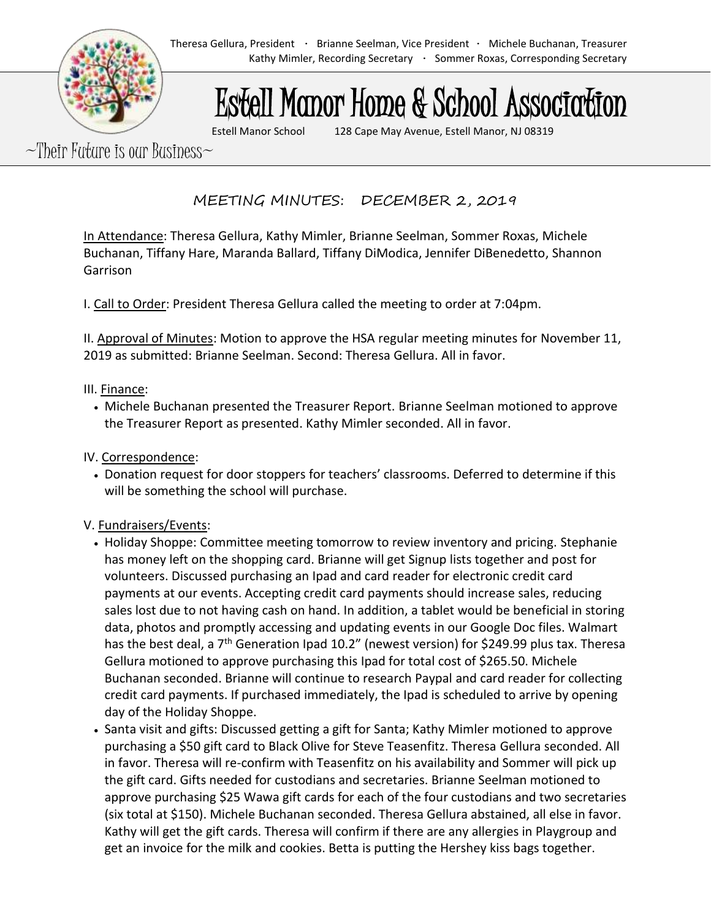Theresa Gellura, President · Brianne Seelman, Vice President · Michele Buchanan, Treasurer
Kathy Mimler, Recording Secretary · Sommer Roxas, Corresponding Secretary

# Estell Manor Home & School Association

Estell Manor School 128 Cape May Avenue, Estell Manor, NJ 08319

~Their Future is our Business~

## MEETING MINUTES: DECEMBER 2, 2019

In Attendance: Theresa Gellura, Kathy Mimler, Brianne Seelman, Sommer Roxas, Michele Buchanan, Tiffany Hare, Maranda Ballard, Tiffany DiModica, Jennifer DiBenedetto, Shannon Garrison

I. Call to Order: President Theresa Gellura called the meeting to order at 7:04pm.

II. Approval of Minutes: Motion to approve the HSA regular meeting minutes for November 11, 2019 as submitted: Brianne Seelman. Second: Theresa Gellura. All in favor.

III. Finance:

- Michele Buchanan presented the Treasurer Report. Brianne Seelman motioned to approve the Treasurer Report as presented. Kathy Mimler seconded. All in favor.

IV. Correspondence:

- Donation request for door stoppers for teachers' classrooms. Deferred to determine if this will be something the school will purchase.

V. Fundraisers/Events:

- Holiday Shoppe: Committee meeting tomorrow to review inventory and pricing. Stephanie has money left on the shopping card. Brianne will get Signup lists together and post for volunteers. Discussed purchasing an Ipad and card reader for electronic credit card payments at our events. Accepting credit card payments should increase sales, reducing sales lost due to not having cash on hand. In addition, a tablet would be beneficial in storing data, photos and promptly accessing and updating events in our Google Doc files. Walmart has the best deal, a 7th Generation Ipad 10.2" (newest version) for $249.99 plus tax. Theresa Gellura motioned to approve purchasing this Ipad for total cost of $265.50. Michele Buchanan seconded. Brianne will continue to research Paypal and card reader for collecting credit card payments. If purchased immediately, the Ipad is scheduled to arrive by opening day of the Holiday Shoppe.
- Santa visit and gifts: Discussed getting a gift for Santa; Kathy Mimler motioned to approve purchasing a $50 gift card to Black Olive for Steve Teasenfitz. Theresa Gellura seconded. All in favor. Theresa will re-confirm with Teasenfitz on his availability and Sommer will pick up the gift card. Gifts needed for custodians and secretaries. Brianne Seelman motioned to approve purchasing $25 Wawa gift cards for each of the four custodians and two secretaries (six total at $150). Michele Buchanan seconded. Theresa Gellura abstained, all else in favor. Kathy will get the gift cards. Theresa will confirm if there are any allergies in Playgroup and get an invoice for the milk and cookies. Betta is putting the Hershey kiss bags together.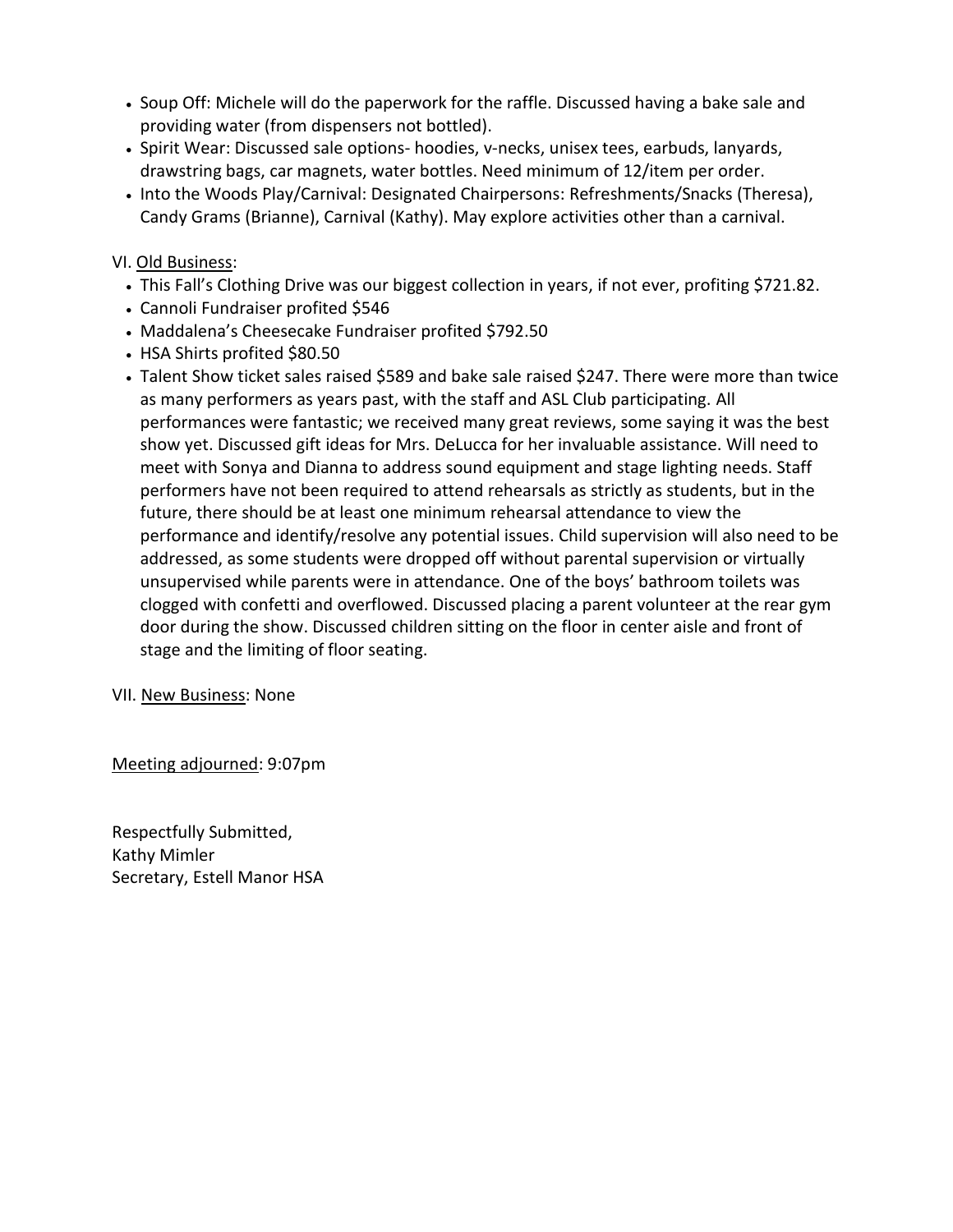- Soup Off: Michele will do the paperwork for the raffle. Discussed having a bake sale and providing water (from dispensers not bottled).
- Spirit Wear: Discussed sale options- hoodies, v-necks, unisex tees, earbuds, lanyards, drawstring bags, car magnets, water bottles. Need minimum of 12/item per order.
- Into the Woods Play/Carnival: Designated Chairpersons: Refreshments/Snacks (Theresa), Candy Grams (Brianne), Carnival (Kathy). May explore activities other than a carnival.

VI. <u>Old Business</u>:

- This Fall's Clothing Drive was our biggest collection in years, if not ever, profiting $721.82.
- Cannoli Fundraiser profited $546
- Maddalena's Cheesecake Fundraiser profited $792.50
- HSA Shirts profited $80.50
- Talent Show ticket sales raised $589 and bake sale raised $247. There were more than twice as many performers as years past, with the staff and ASL Club participating. All performances were fantastic; we received many great reviews, some saying it was the best show yet. Discussed gift ideas for Mrs. DeLucca for her invaluable assistance. Will need to meet with Sonya and Dianna to address sound equipment and stage lighting needs. Staff performers have not been required to attend rehearsals as strictly as students, but in the future, there should be at least one minimum rehearsal attendance to view the performance and identify/resolve any potential issues. Child supervision will also need to be addressed, as some students were dropped off without parental supervision or virtually unsupervised while parents were in attendance. One of the boys' bathroom toilets was clogged with confetti and overflowed. Discussed placing a parent volunteer at the rear gym door during the show. Discussed children sitting on the floor in center aisle and front of stage and the limiting of floor seating.

VII. <u>New Business</u>: None

<u>Meeting adjourned</u>: 9:07pm

Respectfully Submitted,
Kathy Mimler
Secretary, Estell Manor HSA